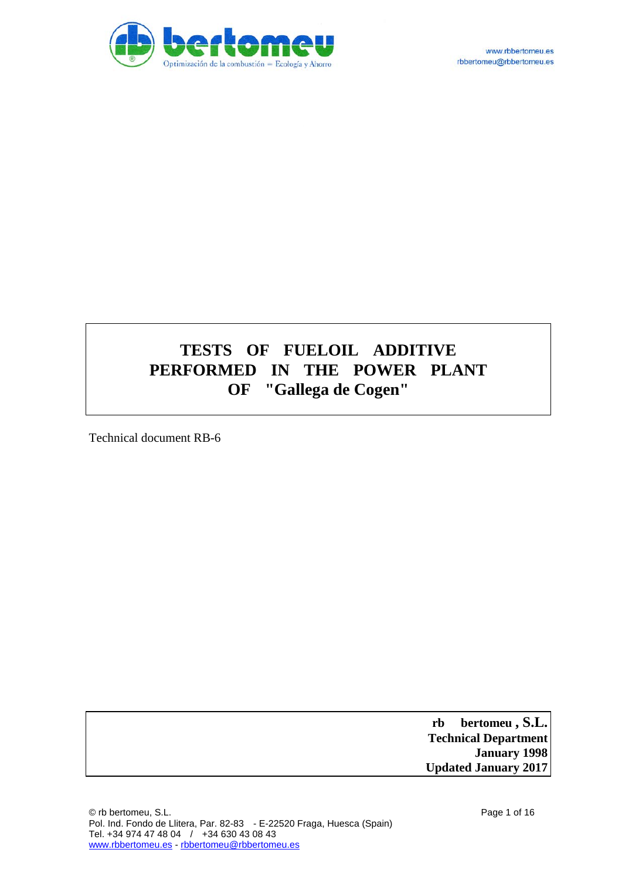# TESTS OF FUELOIL ADDITIVE PERFORMED IN THE POWER PLANT OF "Gallega de Cogen"

Technical document RB-6

**rb bertomeu , S.L.**
**Technical Department**
**January 1998**
**Updated January 2017**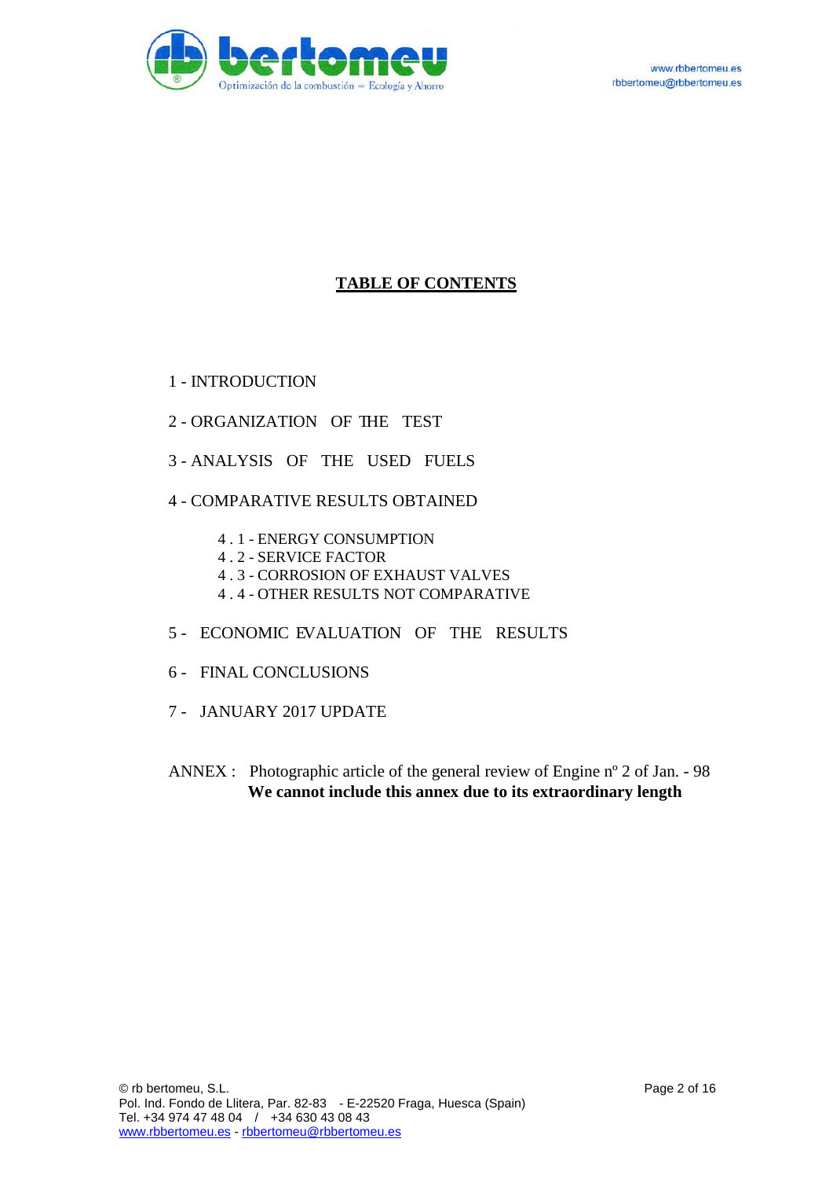# TABLE OF CONTENTS

1 - INTRODUCTION

2 - ORGANIZATION OF THE TEST

3 - ANALYSIS OF THE USED FUELS

4 - COMPARATIVE RESULTS OBTAINED

- 4 . 1 - ENERGY CONSUMPTION
- 4 . 2 - SERVICE FACTOR
- 4 . 3 - CORROSION OF EXHAUST VALVES
- 4 . 4 - OTHER RESULTS NOT COMPARATIVE

5 - ECONOMIC EVALUATION OF THE RESULTS

6 - FINAL CONCLUSIONS

7 - JANUARY 2017 UPDATE

ANNEX : Photographic article of the general review of Engine nº 2 of Jan. - 98
**We cannot include this annex due to its extraordinary length**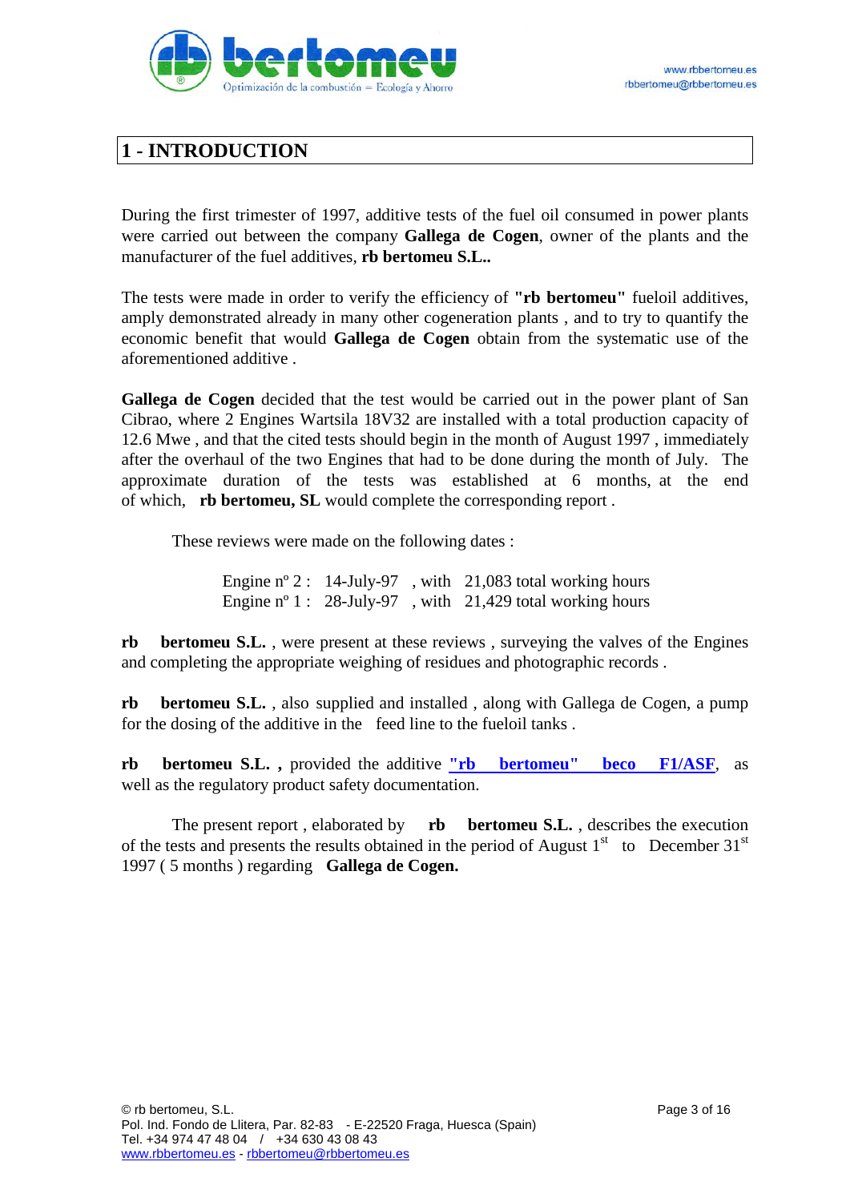# 1 - INTRODUCTION

During the first trimester of 1997, additive tests of the fuel oil consumed in power plants were carried out between the company **Gallega de Cogen**, owner of the plants and the manufacturer of the fuel additives, **rb bertomeu S.L..**

The tests were made in order to verify the efficiency of **"rb bertomeu"** fueloil additives, amply demonstrated already in many other cogeneration plants , and to try to quantify the economic benefit that would **Gallega de Cogen** obtain from the systematic use of the aforementioned additive .

**Gallega de Cogen** decided that the test would be carried out in the power plant of San Cibrao, where 2 Engines Wartsila 18V32 are installed with a total production capacity of 12.6 Mwe , and that the cited tests should begin in the month of August 1997 , immediately after the overhaul of the two Engines that had to be done during the month of July. The approximate duration of the tests was established at 6 months, at the end of which, **rb bertomeu, SL** would complete the corresponding report .

These reviews were made on the following dates :

Engine nº 2 : 14-July-97 , with 21,083 total working hours
Engine nº 1 : 28-July-97 , with 21,429 total working hours

**rb bertomeu S.L.** , were present at these reviews , surveying the valves of the Engines and completing the appropriate weighing of residues and photographic records .

**rb bertomeu S.L.** , also supplied and installed , along with Gallega de Cogen, a pump for the dosing of the additive in the feed line to the fueloil tanks .

**rb bertomeu S.L. ,** provided the additive **"rb bertomeu" beco F1/ASF**, as well as the regulatory product safety documentation.

The present report , elaborated by **rb bertomeu S.L.** , describes the execution of the tests and presents the results obtained in the period of August 1st to December 31st 1997 ( 5 months ) regarding **Gallega de Cogen.**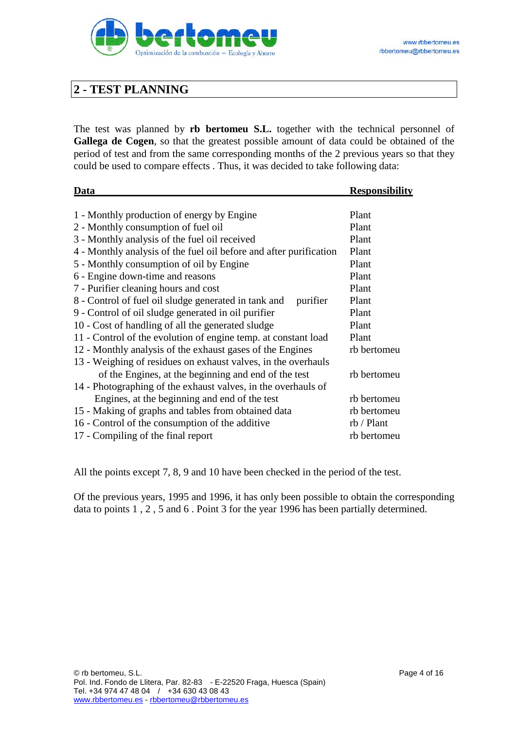## 2 - TEST PLANNING

The test was planned by **rb bertomeu S.L.** together with the technical personnel of **Gallega de Cogen**, so that the greatest possible amount of data could be obtained of the period of test and from the same corresponding months of the 2 previous years so that they could be used to compare effects . Thus, it was decided to take following data:

| Data | Responsibility |
|---|---|
| 1 - Monthly production of energy by Engine | Plant |
| 2 - Monthly consumption of fuel oil | Plant |
| 3 - Monthly analysis of the fuel oil received | Plant |
| 4 - Monthly analysis of the fuel oil before and after purification | Plant |
| 5 - Monthly consumption of oil by Engine | Plant |
| 6 - Engine down-time and reasons | Plant |
| 7 - Purifier cleaning hours and cost | Plant |
| 8 - Control of fuel oil sludge generated in tank and purifier | Plant |
| 9 - Control of oil sludge generated in oil purifier | Plant |
| 10 - Cost of handling of all the generated sludge | Plant |
| 11 - Control of the evolution of engine temp. at constant load | Plant |
| 12 - Monthly analysis of the exhaust gases of the Engines | rb bertomeu |
| 13 - Weighing of residues on exhaust valves, in the overhauls of the Engines, at the beginning and end of the test | rb bertomeu |
| 14 - Photographing of the exhaust valves, in the overhauls of Engines, at the beginning and end of the test | rb bertomeu |
| 15 - Making of graphs and tables from obtained data | rb bertomeu |
| 16 - Control of the consumption of the additive | rb / Plant |
| 17 - Compiling of the final report | rb bertomeu |

All the points except 7, 8, 9 and 10 have been checked in the period of the test.

Of the previous years, 1995 and 1996, it has only been possible to obtain the corresponding data to points 1 , 2 , 5 and 6 . Point 3 for the year 1996 has been partially determined.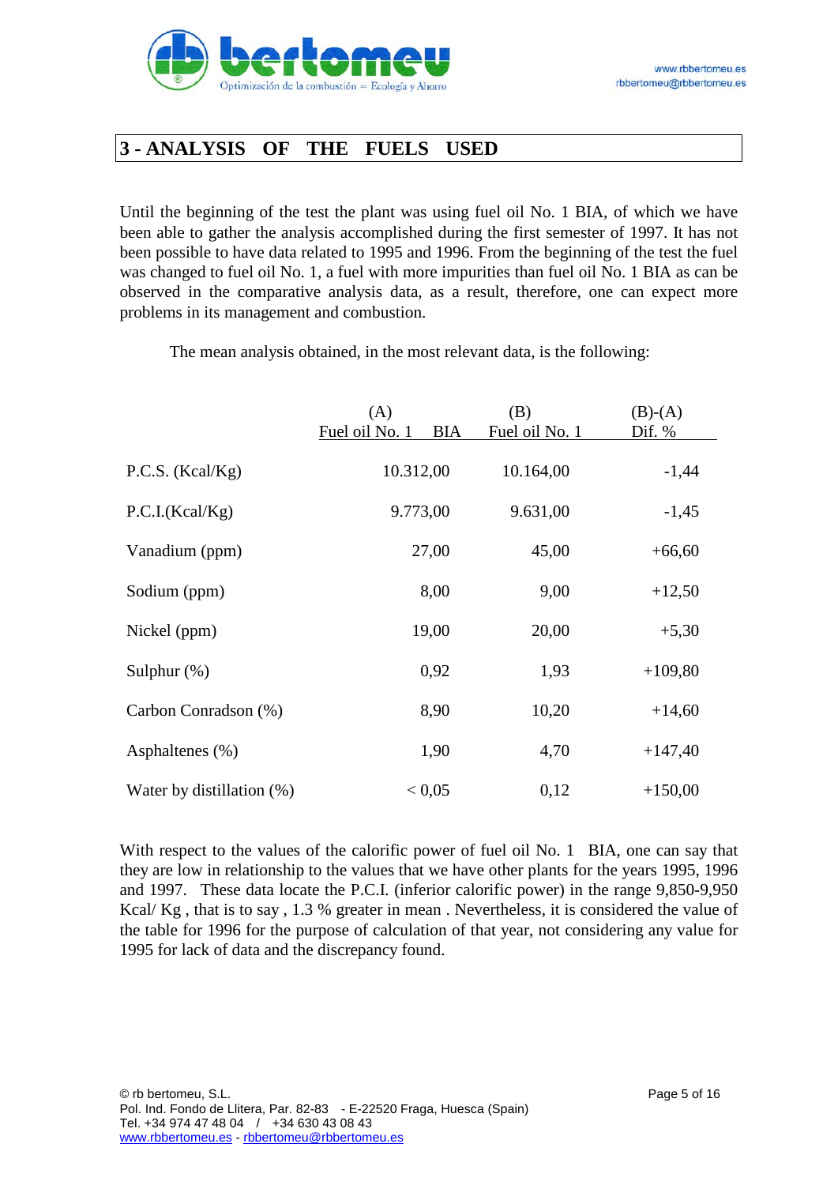## 3 - ANALYSIS OF THE FUELS USED

Until the beginning of the test the plant was using fuel oil No. 1 BIA, of which we have been able to gather the analysis accomplished during the first semester of 1997. It has not been possible to have data related to 1995 and 1996. From the beginning of the test the fuel was changed to fuel oil No. 1, a fuel with more impurities than fuel oil No. 1 BIA as can be observed in the comparative analysis data, as a result, therefore, one can expect more problems in its management and combustion.

The mean analysis obtained, in the most relevant data, is the following:

| | (A) Fuel oil No. 1 BIA | (B) Fuel oil No. 1 | (B)-(A) Dif. % |
|---|---|---|---|
| P.C.S. (Kcal/Kg) | 10.312,00 | 10.164,00 | -1,44 |
| P.C.I.(Kcal/Kg) | 9.773,00 | 9.631,00 | -1,45 |
| Vanadium (ppm) | 27,00 | 45,00 | +66,60 |
| Sodium (ppm) | 8,00 | 9,00 | +12,50 |
| Nickel (ppm) | 19,00 | 20,00 | +5,30 |
| Sulphur (%) | 0,92 | 1,93 | +109,80 |
| Carbon Conradson (%) | 8,90 | 10,20 | +14,60 |
| Asphaltenes (%) | 1,90 | 4,70 | +147,40 |
| Water by distillation (%) | < 0,05 | 0,12 | +150,00 |

With respect to the values of the calorific power of fuel oil No. 1 BIA, one can say that they are low in relationship to the values that we have other plants for the years 1995, 1996 and 1997. These data locate the P.C.I. (inferior calorific power) in the range 9,850-9,950 Kcal/ Kg , that is to say , 1.3 % greater in mean . Nevertheless, it is considered the value of the table for 1996 for the purpose of calculation of that year, not considering any value for 1995 for lack of data and the discrepancy found.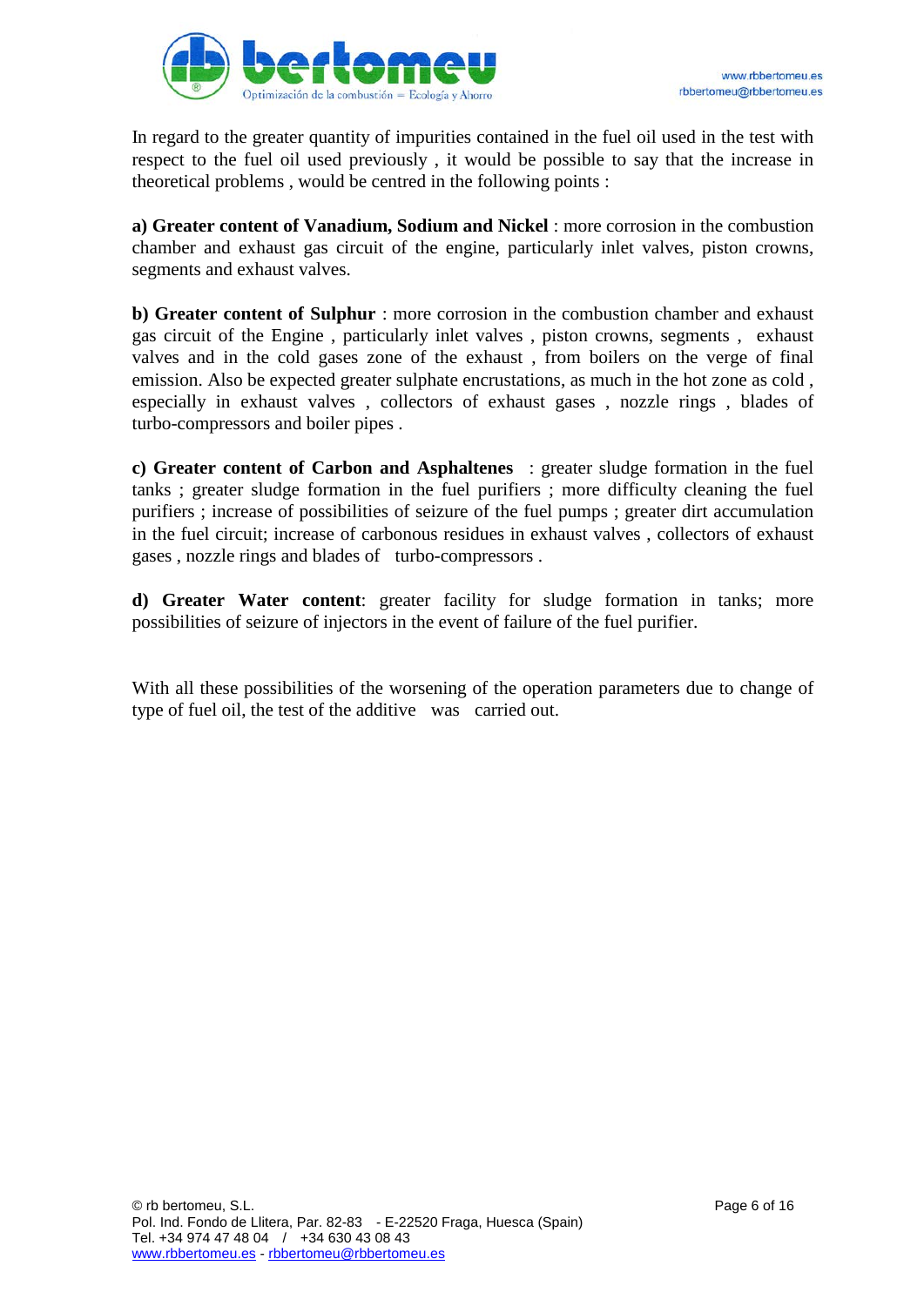In regard to the greater quantity of impurities contained in the fuel oil used in the test with respect to the fuel oil used previously , it would be possible to say that the increase in theoretical problems , would be centred in the following points :

**a) Greater content of Vanadium, Sodium and Nickel** : more corrosion in the combustion chamber and exhaust gas circuit of the engine, particularly inlet valves, piston crowns, segments and exhaust valves.

**b) Greater content of Sulphur** : more corrosion in the combustion chamber and exhaust gas circuit of the Engine , particularly inlet valves , piston crowns, segments , exhaust valves and in the cold gases zone of the exhaust , from boilers on the verge of final emission. Also be expected greater sulphate encrustations, as much in the hot zone as cold , especially in exhaust valves , collectors of exhaust gases , nozzle rings , blades of turbo-compressors and boiler pipes .

**c) Greater content of Carbon and Asphaltenes** : greater sludge formation in the fuel tanks ; greater sludge formation in the fuel purifiers ; more difficulty cleaning the fuel purifiers ; increase of possibilities of seizure of the fuel pumps ; greater dirt accumulation in the fuel circuit; increase of carbonous residues in exhaust valves , collectors of exhaust gases , nozzle rings and blades of turbo-compressors .

**d) Greater Water content**: greater facility for sludge formation in tanks; more possibilities of seizure of injectors in the event of failure of the fuel purifier.

With all these possibilities of the worsening of the operation parameters due to change of type of fuel oil, the test of the additive was carried out.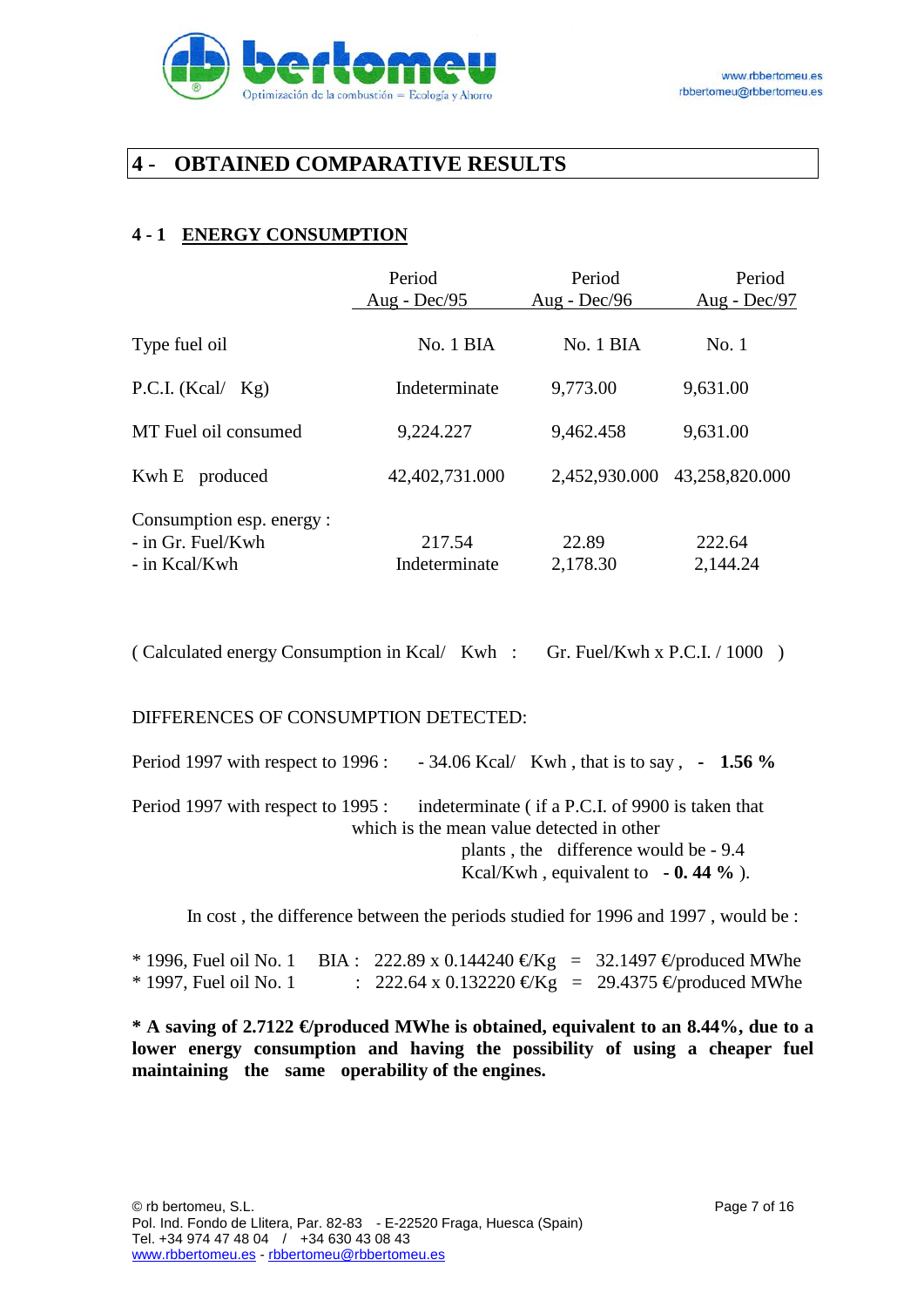## 4 - OBTAINED COMPARATIVE RESULTS

### 4 - 1 ENERGY CONSUMPTION

| | Period Aug - Dec/95 | Period Aug - Dec/96 | Period Aug - Dec/97 |
|---|---|---|---|
| Type fuel oil | No. 1 BIA | No. 1 BIA | No. 1 |
| P.C.I. (Kcal/ Kg) | Indeterminate | 9,773.00 | 9,631.00 |
| MT Fuel oil consumed | 9,224.227 | 9,462.458 | 9,631.00 |
| Kwh E produced | 42,402,731.000 | 2,452,930.000 | 43,258,820.000 |
| Consumption esp. energy : | | | |
| - in Gr. Fuel/Kwh | 217.54 | 22.89 | 222.64 |
| - in Kcal/Kwh | Indeterminate | 2,178.30 | 2,144.24 |

( Calculated energy Consumption in Kcal/ Kwh : Gr. Fuel/Kwh x P.C.I. / 1000 )

DIFFERENCES OF CONSUMPTION DETECTED:

Period 1997 with respect to 1996 : - 34.06 Kcal/ Kwh , that is to say , **- 1.56 %**

Period 1997 with respect to 1995 : indeterminate ( if a P.C.I. of 9900 is taken that which is the mean value detected in other plants , the difference would be - 9.4 Kcal/Kwh , equivalent to **- 0. 44 %** ).

In cost , the difference between the periods studied for 1996 and 1997 , would be :

\* 1996, Fuel oil No. 1 BIA : 222.89 x 0.144240 €/Kg = 32.1497 €/produced MWhe
\* 1997, Fuel oil No. 1 : 222.64 x 0.132220 €/Kg = 29.4375 €/produced MWhe

**\* A saving of 2.7122 €/produced MWhe is obtained, equivalent to an 8.44%, due to a lower energy consumption and having the possibility of using a cheaper fuel maintaining the same operability of the engines.**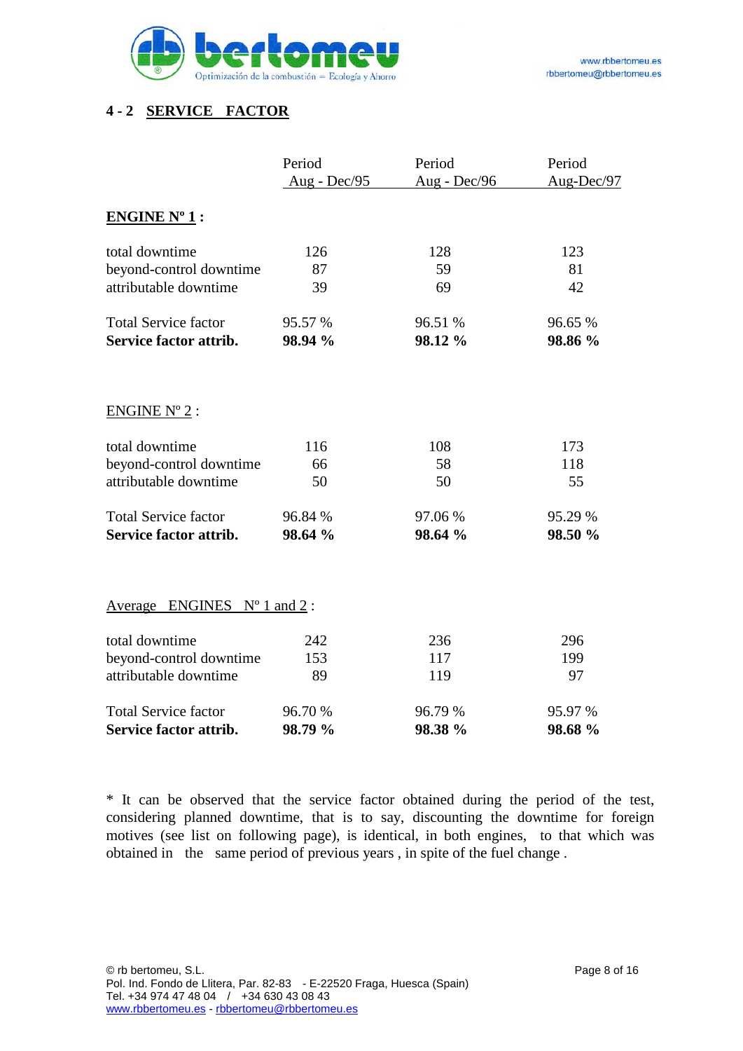## 4 - 2 SERVICE FACTOR

| | Period Aug - Dec/95 | Period Aug - Dec/96 | Period Aug-Dec/97 |
|---|---|---|---|
| **ENGINE Nº 1 :** | | | |
| total downtime | 126 | 128 | 123 |
| beyond-control downtime | 87 | 59 | 81 |
| attributable downtime | 39 | 69 | 42 |
| Total Service factor | 95.57 % | 96.51 % | 96.65 % |
| **Service factor attrib.** | **98.94 %** | **98.12 %** | **98.86 %** |
| ENGINE Nº 2 : | | | |
| total downtime | 116 | 108 | 173 |
| beyond-control downtime | 66 | 58 | 118 |
| attributable downtime | 50 | 50 | 55 |
| Total Service factor | 96.84 % | 97.06 % | 95.29 % |
| **Service factor attrib.** | **98.64 %** | **98.64 %** | **98.50 %** |
| Average ENGINES Nº 1 and 2 : | | | |
| total downtime | 242 | 236 | 296 |
| beyond-control downtime | 153 | 117 | 199 |
| attributable downtime | 89 | 119 | 97 |
| Total Service factor | 96.70 % | 96.79 % | 95.97 % |
| **Service factor attrib.** | **98.79 %** | **98.38 %** | **98.68 %** |

* It can be observed that the service factor obtained during the period of the test, considering planned downtime, that is to say, discounting the downtime for foreign motives (see list on following page), is identical, in both engines, to that which was obtained in the same period of previous years , in spite of the fuel change .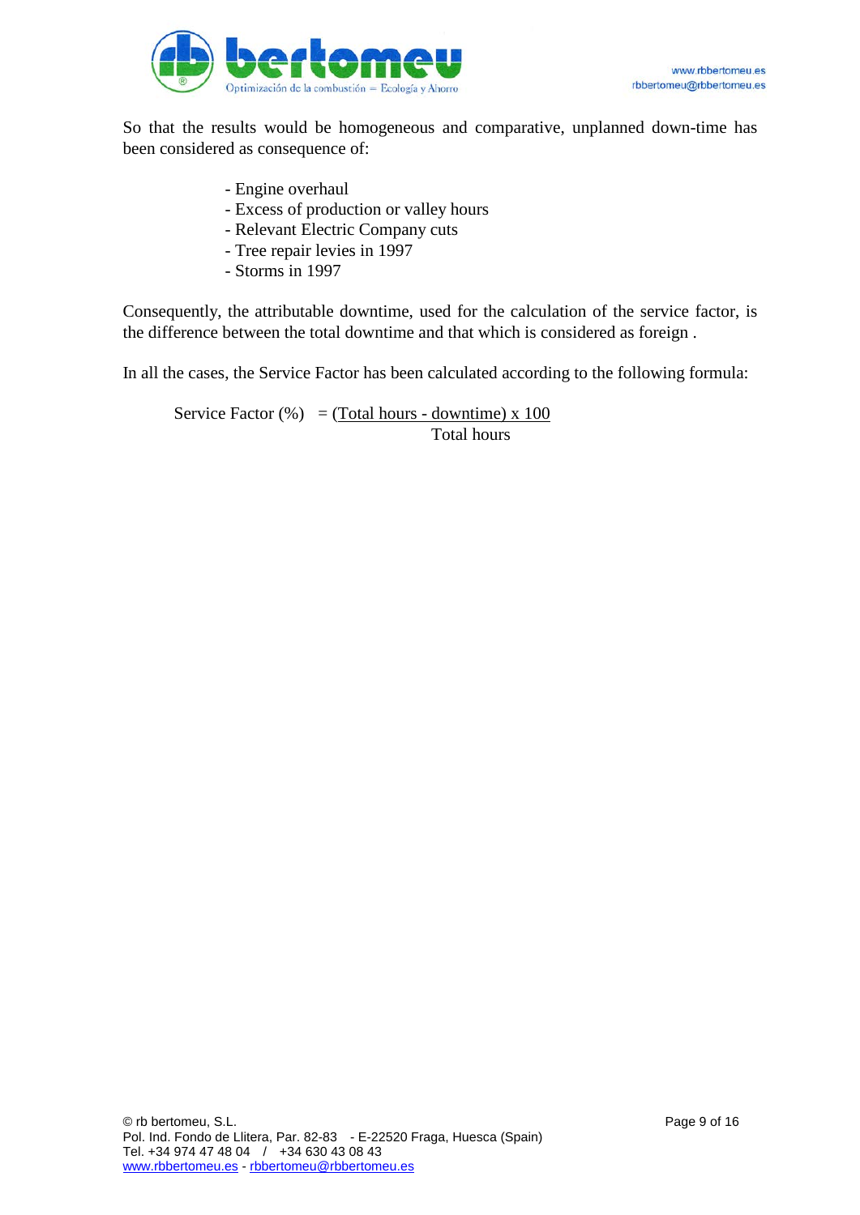So that the results would be homogeneous and comparative, unplanned down-time has been considered as consequence of:

- Engine overhaul
- Excess of production or valley hours
- Relevant Electric Company cuts
- Tree repair levies in 1997
- Storms in 1997

Consequently, the attributable downtime, used for the calculation of the service factor, is the difference between the total downtime and that which is considered as foreign .

In all the cases, the Service Factor has been calculated according to the following formula:

$$\text{Service Factor (\%)} = \frac{(\text{Total hours} - \text{downtime}) \times 100}{\text{Total hours}}$$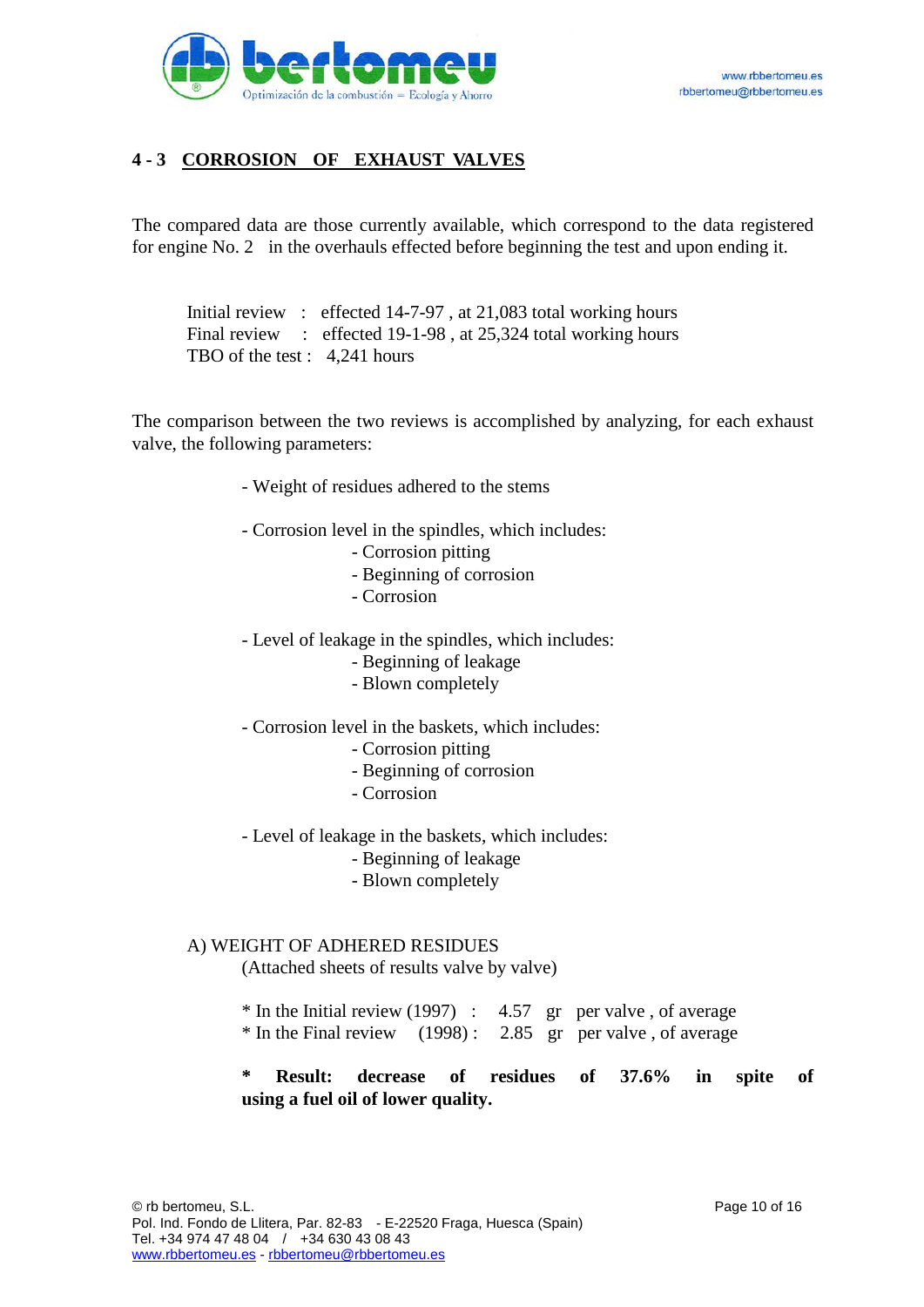## 4 - 3 CORROSION OF EXHAUST VALVES

The compared data are those currently available, which correspond to the data registered for engine No. 2 in the overhauls effected before beginning the test and upon ending it.

Initial review : effected 14-7-97 , at 21,083 total working hours
Final review : effected 19-1-98 , at 25,324 total working hours
TBO of the test : 4,241 hours

The comparison between the two reviews is accomplished by analyzing, for each exhaust valve, the following parameters:

- Weight of residues adhered to the stems

- Corrosion level in the spindles, which includes:
  - Corrosion pitting
  - Beginning of corrosion
  - Corrosion

- Level of leakage in the spindles, which includes:
  - Beginning of leakage
  - Blown completely

- Corrosion level in the baskets, which includes:
  - Corrosion pitting
  - Beginning of corrosion
  - Corrosion

- Level of leakage in the baskets, which includes:
  - Beginning of leakage
  - Blown completely

A) WEIGHT OF ADHERED RESIDUES
(Attached sheets of results valve by valve)

* In the Initial review (1997) : 4.57 gr per valve , of average
* In the Final review (1998) : 2.85 gr per valve , of average

**\* Result: decrease of residues of 37.6% in spite of using a fuel oil of lower quality.**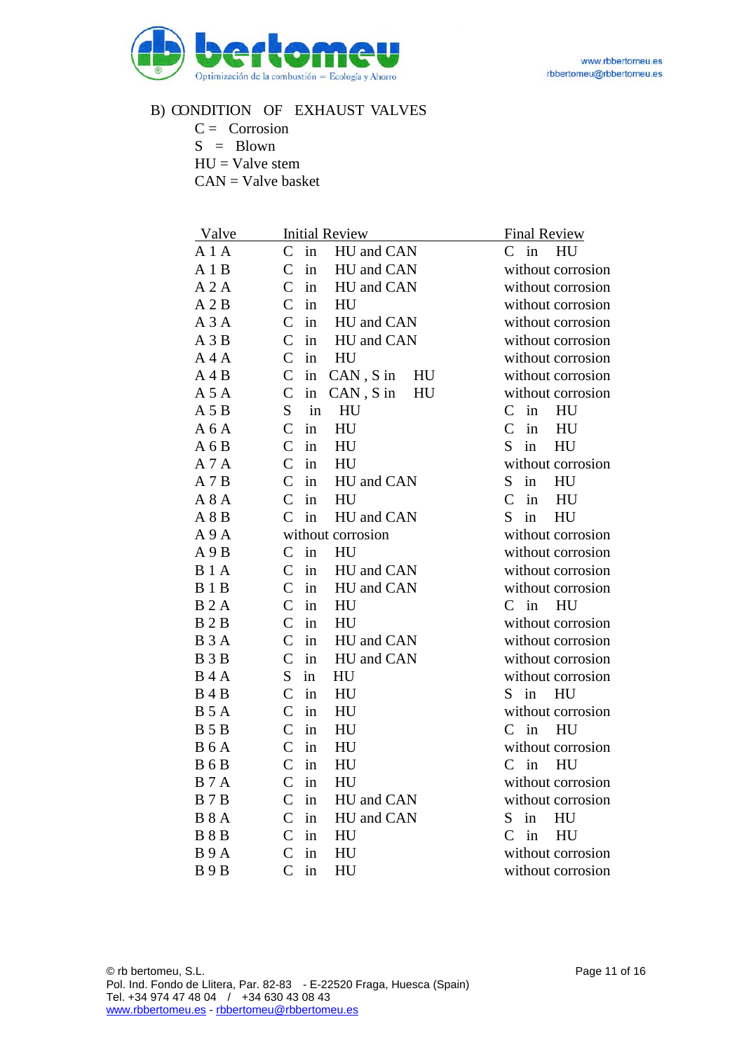B) CONDITION OF EXHAUST VALVES

C = Corrosion
S = Blown
HU = Valve stem
CAN = Valve basket

| Valve | Initial Review | Final Review |
|---|---|---|
| A 1 A | C in HU and CAN | C in HU |
| A 1 B | C in HU and CAN | without corrosion |
| A 2 A | C in HU and CAN | without corrosion |
| A 2 B | C in HU | without corrosion |
| A 3 A | C in HU and CAN | without corrosion |
| A 3 B | C in HU and CAN | without corrosion |
| A 4 A | C in HU | without corrosion |
| A 4 B | C in CAN , S in HU | without corrosion |
| A 5 A | C in CAN , S in HU | without corrosion |
| A 5 B | S in HU | C in HU |
| A 6 A | C in HU | C in HU |
| A 6 B | C in HU | S in HU |
| A 7 A | C in HU | without corrosion |
| A 7 B | C in HU and CAN | S in HU |
| A 8 A | C in HU | C in HU |
| A 8 B | C in HU and CAN | S in HU |
| A 9 A | without corrosion | without corrosion |
| A 9 B | C in HU | without corrosion |
| B 1 A | C in HU and CAN | without corrosion |
| B 1 B | C in HU and CAN | without corrosion |
| B 2 A | C in HU | C in HU |
| B 2 B | C in HU | without corrosion |
| B 3 A | C in HU and CAN | without corrosion |
| B 3 B | C in HU and CAN | without corrosion |
| B 4 A | S in HU | without corrosion |
| B 4 B | C in HU | S in HU |
| B 5 A | C in HU | without corrosion |
| B 5 B | C in HU | C in HU |
| B 6 A | C in HU | without corrosion |
| B 6 B | C in HU | C in HU |
| B 7 A | C in HU | without corrosion |
| B 7 B | C in HU and CAN | without corrosion |
| B 8 A | C in HU and CAN | S in HU |
| B 8 B | C in HU | C in HU |
| B 9 A | C in HU | without corrosion |
| B 9 B | C in HU | without corrosion |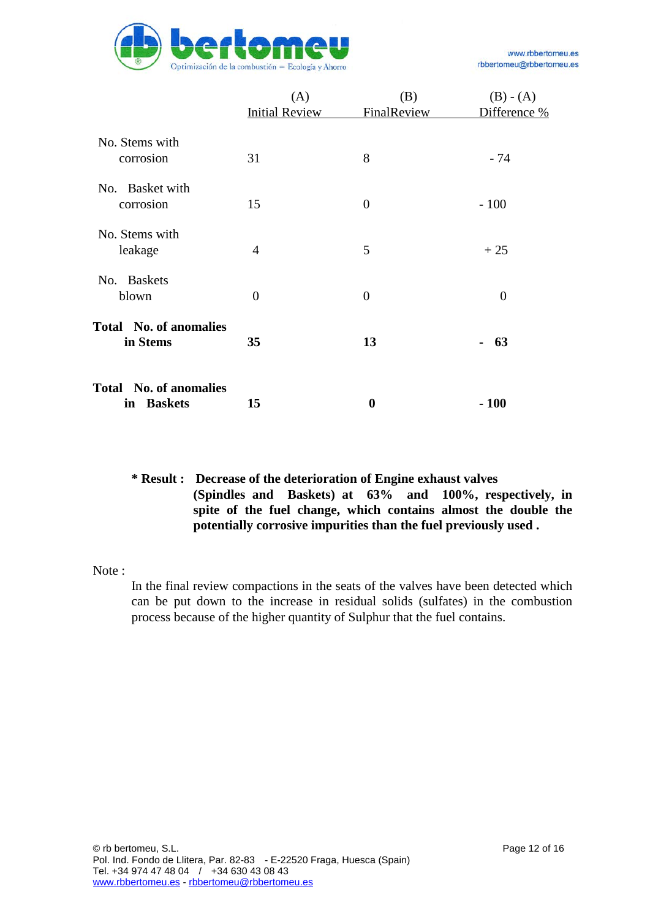|  | (A) Initial Review | (B) FinalReview | (B) - (A) Difference % |
|---|---|---|---|
| No. Stems with corrosion | 31 | 8 | - 74 |
| No. Basket with corrosion | 15 | 0 | - 100 |
| No. Stems with leakage | 4 | 5 | + 25 |
| No. Baskets blown | 0 | 0 | 0 |
| **Total No. of anomalies in Stems** | **35** | **13** | **- 63** |
| **Total No. of anomalies in Baskets** | **15** | **0** | **- 100** |

**\* Result : Decrease of the deterioration of Engine exhaust valves (Spindles and Baskets) at 63% and 100%, respectively, in spite of the fuel change, which contains almost the double the potentially corrosive impurities than the fuel previously used .**

Note :

In the final review compactions in the seats of the valves have been detected which can be put down to the increase in residual solids (sulfates) in the combustion process because of the higher quantity of Sulphur that the fuel contains.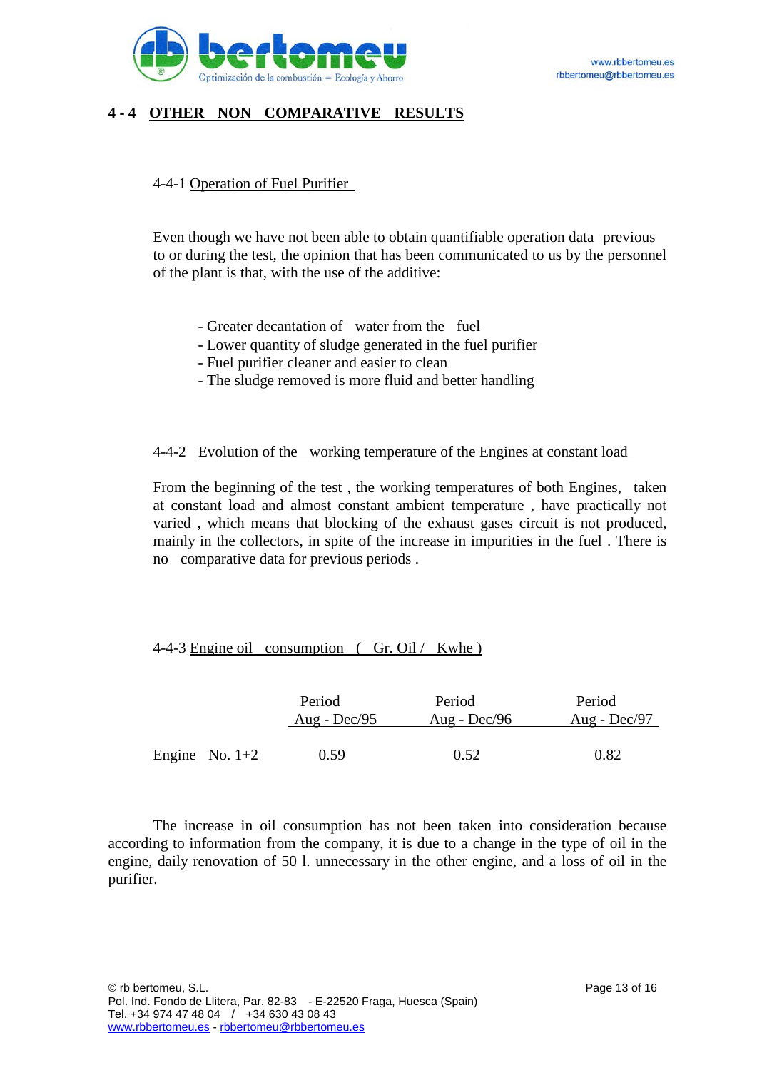## 4 - 4 OTHER NON COMPARATIVE RESULTS

### 4-4-1 Operation of Fuel Purifier

Even though we have not been able to obtain quantifiable operation data previous to or during the test, the opinion that has been communicated to us by the personnel of the plant is that, with the use of the additive:

- Greater decantation of water from the fuel
- Lower quantity of sludge generated in the fuel purifier
- Fuel purifier cleaner and easier to clean
- The sludge removed is more fluid and better handling

### 4-4-2 Evolution of the working temperature of the Engines at constant load

From the beginning of the test , the working temperatures of both Engines, taken at constant load and almost constant ambient temperature , have practically not varied , which means that blocking of the exhaust gases circuit is not produced, mainly in the collectors, in spite of the increase in impurities in the fuel . There is no comparative data for previous periods .

### 4-4-3 Engine oil consumption ( Gr. Oil / Kwhe )

| | Period Aug - Dec/95 | Period Aug - Dec/96 | Period Aug - Dec/97 |
|---|---|---|---|
| Engine No. 1+2 | 0.59 | 0.52 | 0.82 |

The increase in oil consumption has not been taken into consideration because according to information from the company, it is due to a change in the type of oil in the engine, daily renovation of 50 l. unnecessary in the other engine, and a loss of oil in the purifier.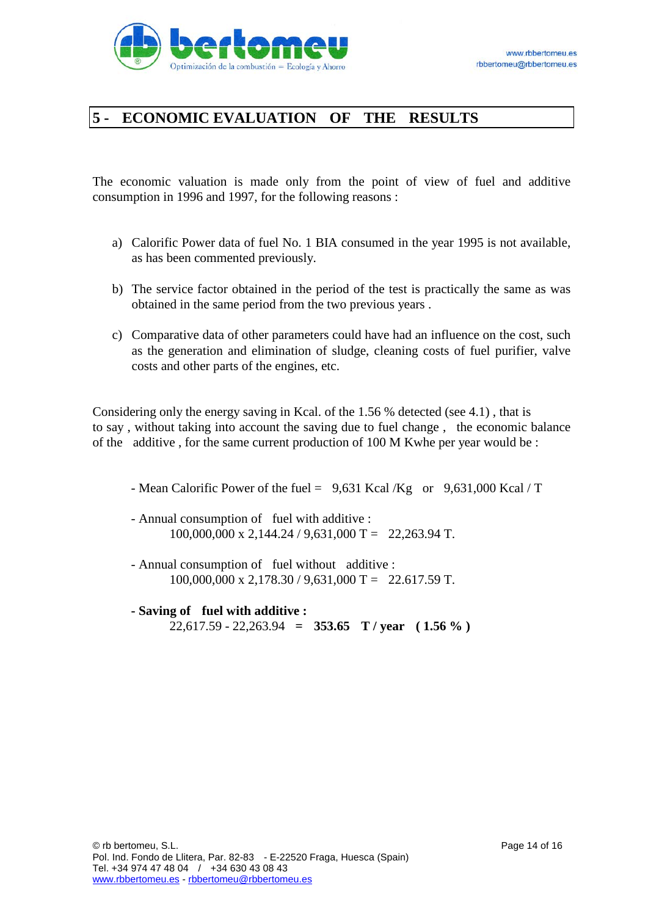## 5 - ECONOMIC EVALUATION OF THE RESULTS

The economic valuation is made only from the point of view of fuel and additive consumption in 1996 and 1997, for the following reasons :

a) Calorific Power data of fuel No. 1 BIA consumed in the year 1995 is not available, as has been commented previously.

b) The service factor obtained in the period of the test is practically the same as was obtained in the same period from the two previous years .

c) Comparative data of other parameters could have had an influence on the cost, such as the generation and elimination of sludge, cleaning costs of fuel purifier, valve costs and other parts of the engines, etc.

Considering only the energy saving in Kcal. of the 1.56 % detected (see 4.1) , that is to say , without taking into account the saving due to fuel change , the economic balance of the additive , for the same current production of 100 M Kwhe per year would be :

- Mean Calorific Power of the fuel = 9,631 Kcal /Kg or 9,631,000 Kcal / T

- Annual consumption of fuel with additive :
  100,000,000 x 2,144.24 / 9,631,000 T = 22,263.94 T.

- Annual consumption of fuel without additive :
  100,000,000 x 2,178.30 / 9,631,000 T = 22.617.59 T.

- **Saving of fuel with additive :**
  22,617.59 - 22,263.94 **= 353.65 T / year ( 1.56 % )**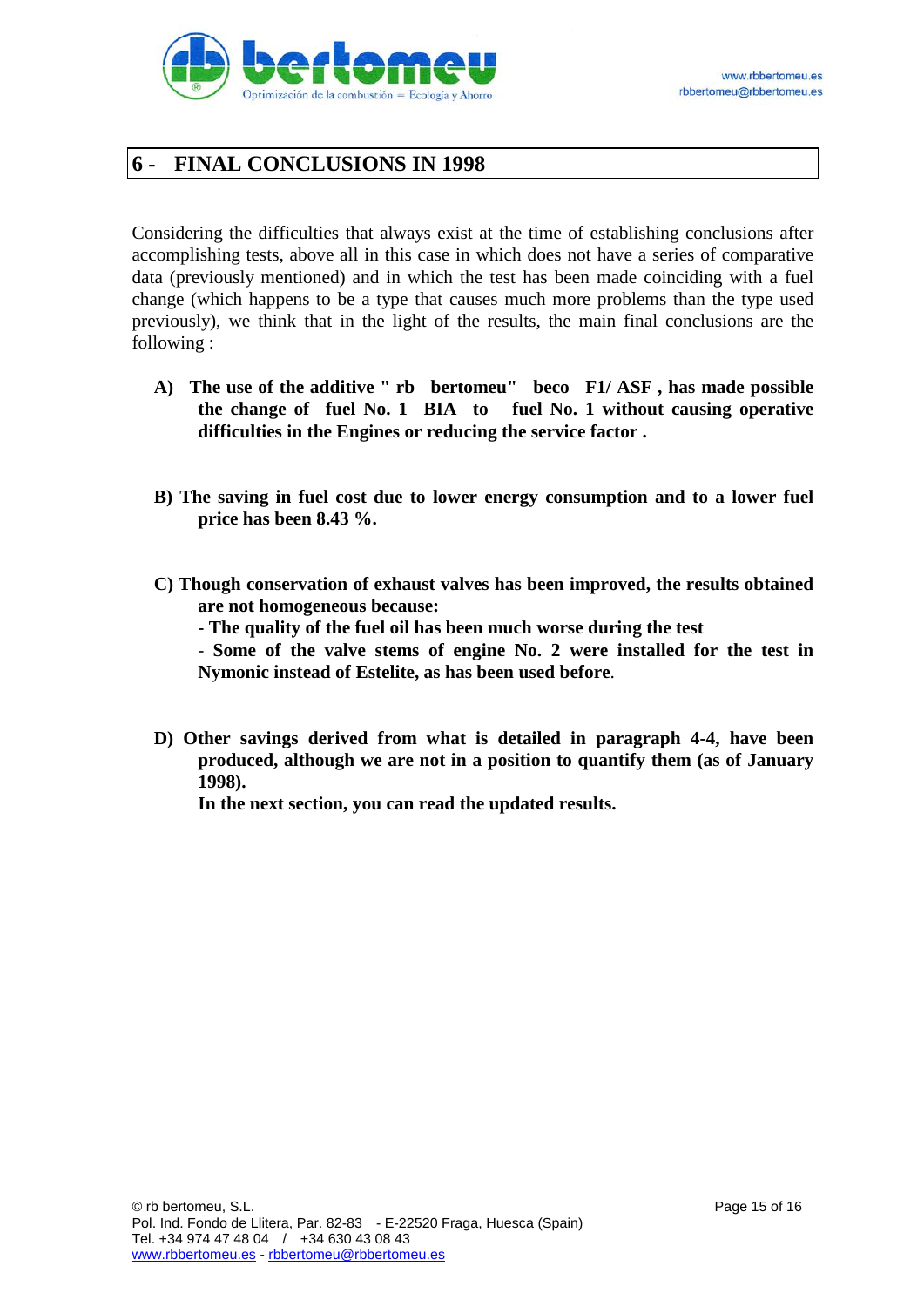## 6 - FINAL CONCLUSIONS IN 1998

Considering the difficulties that always exist at the time of establishing conclusions after accomplishing tests, above all in this case in which does not have a series of comparative data (previously mentioned) and in which the test has been made coinciding with a fuel change (which happens to be a type that causes much more problems than the type used previously), we think that in the light of the results, the main final conclusions are the following :

**A) The use of the additive " rb bertomeu" beco F1/ ASF , has made possible the change of fuel No. 1 BIA to fuel No. 1 without causing operative difficulties in the Engines or reducing the service factor .**

**B) The saving in fuel cost due to lower energy consumption and to a lower fuel price has been 8.43 %.**

**C) Though conservation of exhaust valves has been improved, the results obtained are not homogeneous because:**
**- The quality of the fuel oil has been much worse during the test**
**- Some of the valve stems of engine No. 2 were installed for the test in Nymonic instead of Estelite, as has been used before.**

**D) Other savings derived from what is detailed in paragraph 4-4, have been produced, although we are not in a position to quantify them (as of January 1998).**
**In the next section, you can read the updated results.**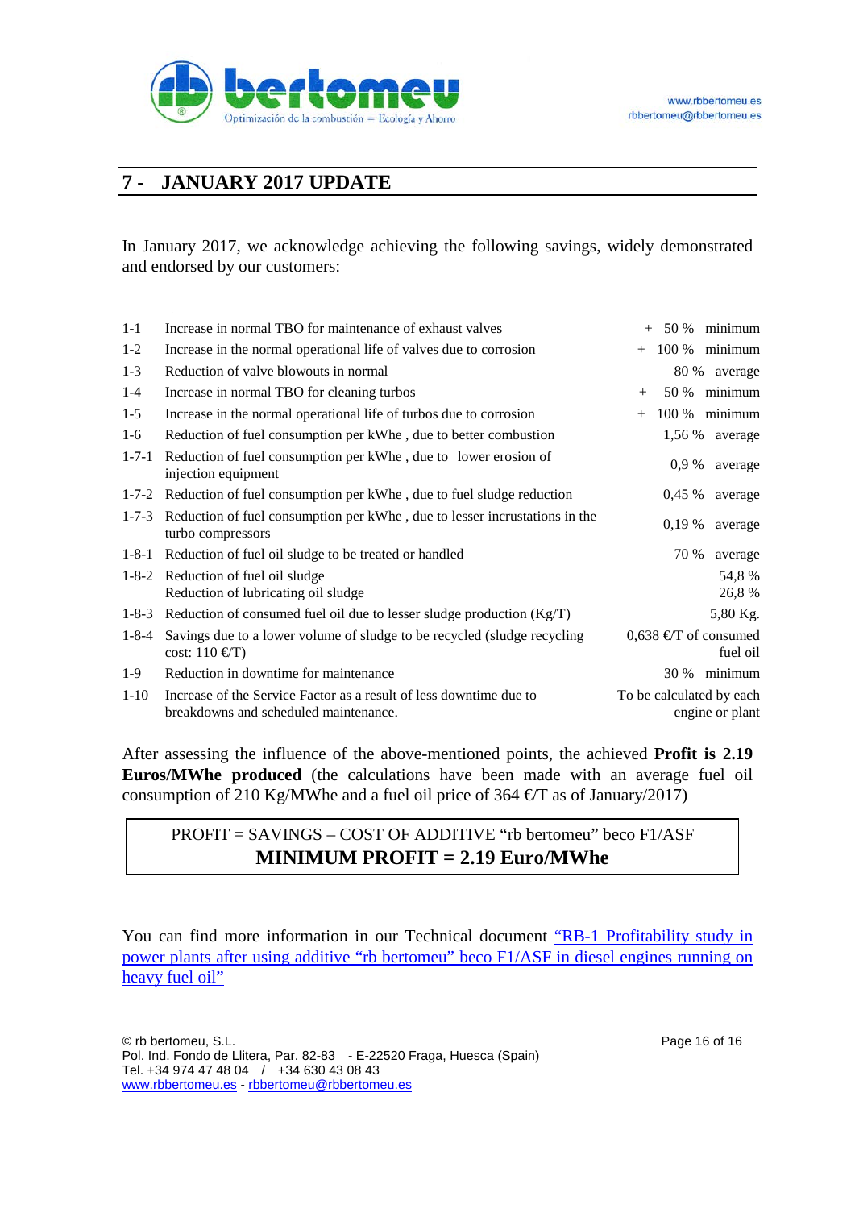## 7 - JANUARY 2017 UPDATE

In January 2017, we acknowledge achieving the following savings, widely demonstrated and endorsed by our customers:

| | | |
|---|---|---|
| 1-1 | Increase in normal TBO for maintenance of exhaust valves | + 50 % minimum |
| 1-2 | Increase in the normal operational life of valves due to corrosion | + 100 % minimum |
| 1-3 | Reduction of valve blowouts in normal | 80 % average |
| 1-4 | Increase in normal TBO for cleaning turbos | + 50 % minimum |
| 1-5 | Increase in the normal operational life of turbos due to corrosion | + 100 % minimum |
| 1-6 | Reduction of fuel consumption per kWhe , due to better combustion | 1,56 % average |
| 1-7-1 | Reduction of fuel consumption per kWhe , due to lower erosion of injection equipment | 0,9 % average |
| 1-7-2 | Reduction of fuel consumption per kWhe , due to fuel sludge reduction | 0,45 % average |
| 1-7-3 | Reduction of fuel consumption per kWhe , due to lesser incrustations in the turbo compressors | 0,19 % average |
| 1-8-1 | Reduction of fuel oil sludge to be treated or handled | 70 % average |
| 1-8-2 | Reduction of fuel oil sludge<br>Reduction of lubricating oil sludge | 54,8 %<br>26,8 % |
| 1-8-3 | Reduction of consumed fuel oil due to lesser sludge production (Kg/T) | 5,80 Kg. |
| 1-8-4 | Savings due to a lower volume of sludge to be recycled (sludge recycling cost: 110 €/T) | 0,638 €/T of consumed fuel oil |
| 1-9 | Reduction in downtime for maintenance | 30 % minimum |
| 1-10 | Increase of the Service Factor as a result of less downtime due to breakdowns and scheduled maintenance. | To be calculated by each engine or plant |

After assessing the influence of the above-mentioned points, the achieved **Profit is 2.19 Euros/MWhe produced** (the calculations have been made with an average fuel oil consumption of 210 Kg/MWhe and a fuel oil price of 364 €/T as of January/2017)

PROFIT = SAVINGS – COST OF ADDITIVE "rb bertomeu" beco F1/ASF
**MINIMUM PROFIT = 2.19 Euro/MWhe**

You can find more information in our Technical document "RB-1 Profitability study in power plants after using additive "rb bertomeu" beco F1/ASF in diesel engines running on heavy fuel oil"

© rb bertomeu, S.L.
Pol. Ind. Fondo de Llitera, Par. 82-83 - E-22520 Fraga, Huesca (Spain)
Tel. +34 974 47 48 04 / +34 630 43 08 43
www.rbbertomeu.es - rbbertomeu@rbbertomeu.es